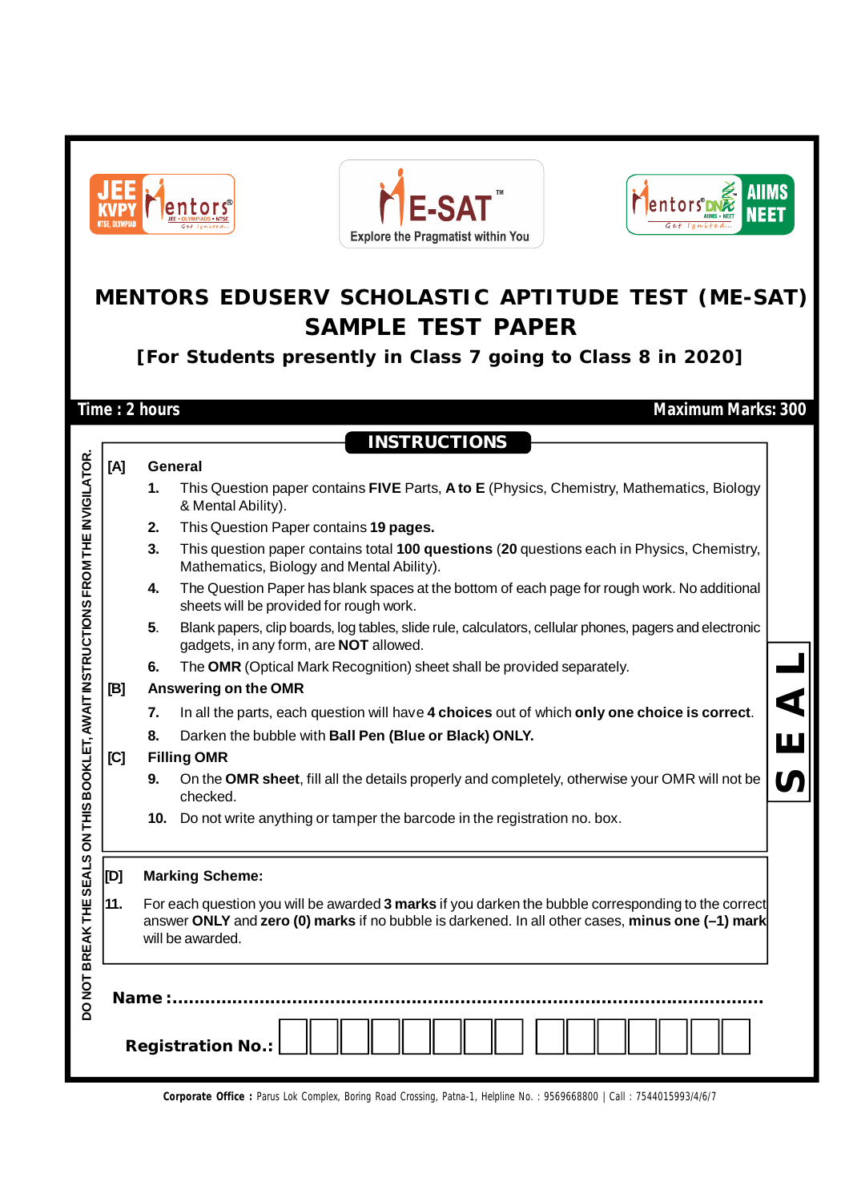# MENTORS EDUSERV SCHOLASTIC APTITUDE TEST (ME-SAT)

## SAMPLE TEST PAPER

### [For Students presently in Class 7 going to Class 8 in 2020]

**Time : 2 hours** **Maximum Marks: 300**

## INSTRUCTIONS

**[A] General**

1. This Question paper contains **FIVE** Parts, **A to E** (Physics, Chemistry, Mathematics, Biology & Mental Ability).
2. This Question Paper contains **19 pages.**
3. This question paper contains total **100 questions** (**20** questions each in Physics, Chemistry, Mathematics, Biology and Mental Ability).
4. The Question Paper has blank spaces at the bottom of each page for rough work. No additional sheets will be provided for rough work.
5. Blank papers, clip boards, log tables, slide rule, calculators, cellular phones, pagers and electronic gadgets, in any form, are **NOT** allowed.
6. The **OMR** (Optical Mark Recognition) sheet shall be provided separately.

**[B] Answering on the OMR**

7. In all the parts, each question will have **4 choices** out of which **only one choice is correct**.
8. Darken the bubble with **Ball Pen (Blue or Black) ONLY.**

**[C] Filling OMR**

9. On the **OMR sheet**, fill all the details properly and completely, otherwise your OMR will not be checked.
10. Do not write anything or tamper the barcode in the registration no. box.

**[D] Marking Scheme:**

11. For each question you will be awarded **3 marks** if you darken the bubble corresponding to the correct answer **ONLY** and **zero (0) marks** if no bubble is darkened. In all other cases, **minus one (–1) mark** will be awarded.

DO NOT BREAK THE SEALS ON THIS BOOKLET, AWAIT INSTRUCTIONS FROM THE INVIGILATOR.

SEAL

**Name :**...........................................................................................................

**Registration No.:** | | | | | | | | | | | | | | | |

**Corporate Office :** Parus Lok Complex, Boring Road Crossing, Patna-1, Helpline No. : 9569668800 | Call : 7544015993/4/6/7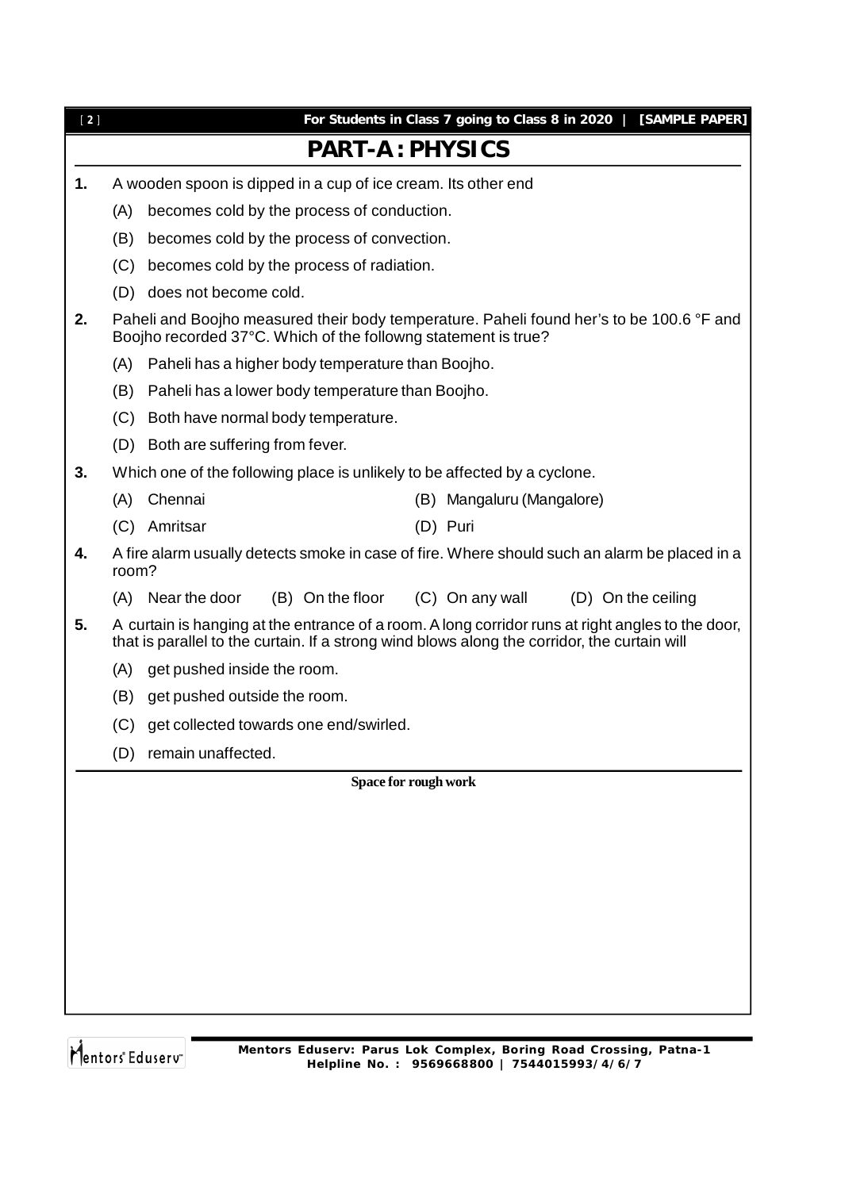# PART-A : PHYSICS

**1.** A wooden spoon is dipped in a cup of ice cream. Its other end

(A) becomes cold by the process of conduction.

(B) becomes cold by the process of convection.

(C) becomes cold by the process of radiation.

(D) does not become cold.

**2.** Paheli and Boojho measured their body temperature. Paheli found her's to be 100.6 °F and Boojho recorded 37°C. Which of the followng statement is true?

(A) Paheli has a higher body temperature than Boojho.

(B) Paheli has a lower body temperature than Boojho.

(C) Both have normal body temperature.

(D) Both are suffering from fever.

**3.** Which one of the following place is unlikely to be affected by a cyclone.

(A) Chennai

(B) Mangaluru (Mangalore)

(C) Amritsar

(D) Puri

**4.** A fire alarm usually detects smoke in case of fire. Where should such an alarm be placed in a room?

(A) Near the door (B) On the floor (C) On any wall (D) On the ceiling

**5.** A curtain is hanging at the entrance of a room. A long corridor runs at right angles to the door, that is parallel to the curtain. If a strong wind blows along the corridor, the curtain will

(A) get pushed inside the room.

(B) get pushed outside the room.

(C) get collected towards one end/swirled.

(D) remain unaffected.

**Space for rough work**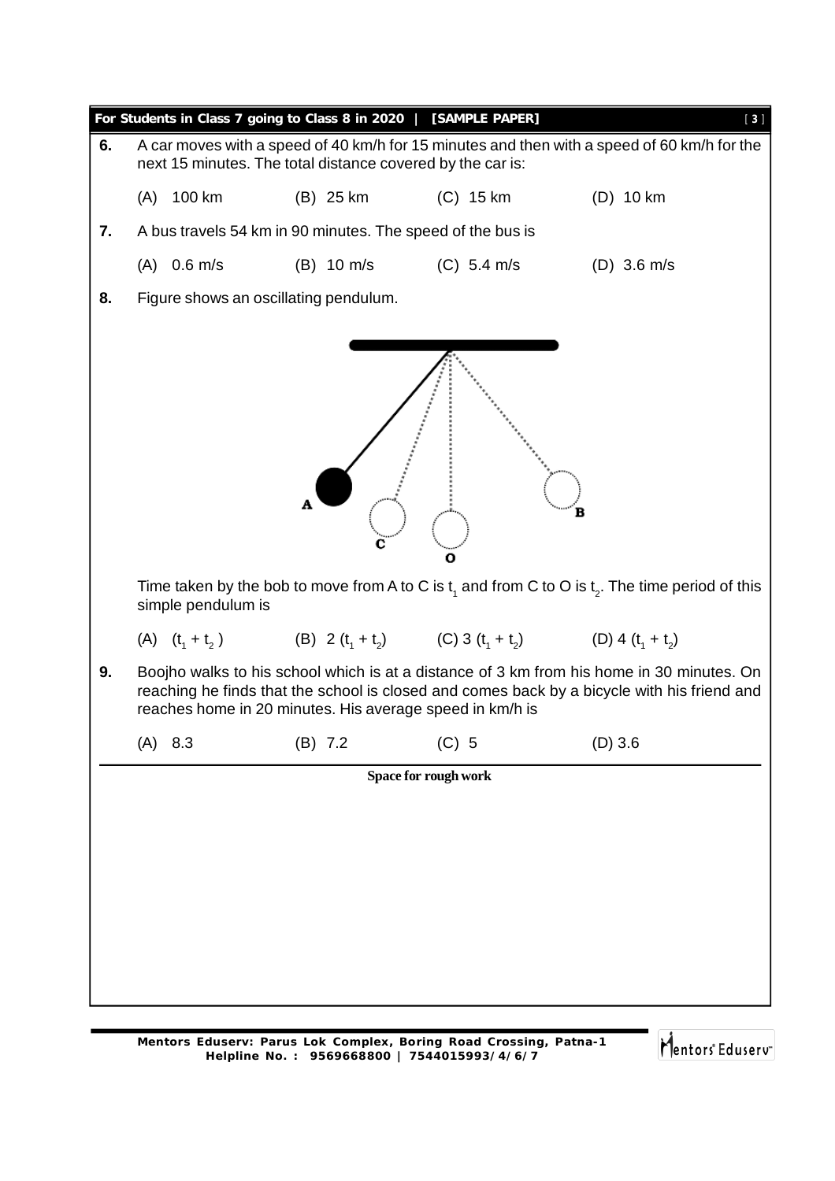**6.** A car moves with a speed of 40 km/h for 15 minutes and then with a speed of 60 km/h for the next 15 minutes. The total distance covered by the car is:

(A) 100 km (B) 25 km (C) 15 km (D) 10 km

**7.** A bus travels 54 km in 90 minutes. The speed of the bus is

(A) 0.6 m/s (B) 10 m/s (C) 5.4 m/s (D) 3.6 m/s

**8.** Figure shows an oscillating pendulum.

Time taken by the bob to move from A to C is $t_1$ and from C to O is $t_2$. The time period of this simple pendulum is

(A) $(t_1 + t_2)$ (B) $2(t_1 + t_2)$ (C) $3(t_1 + t_2)$ (D) $4(t_1 + t_2)$

**9.** Boojho walks to his school which is at a distance of 3 km from his home in 30 minutes. On reaching he finds that the school is closed and comes back by a bicycle with his friend and reaches home in 20 minutes. His average speed in km/h is

(A) 8.3 (B) 7.2 (C) 5 (D) 3.6

**Space for rough work**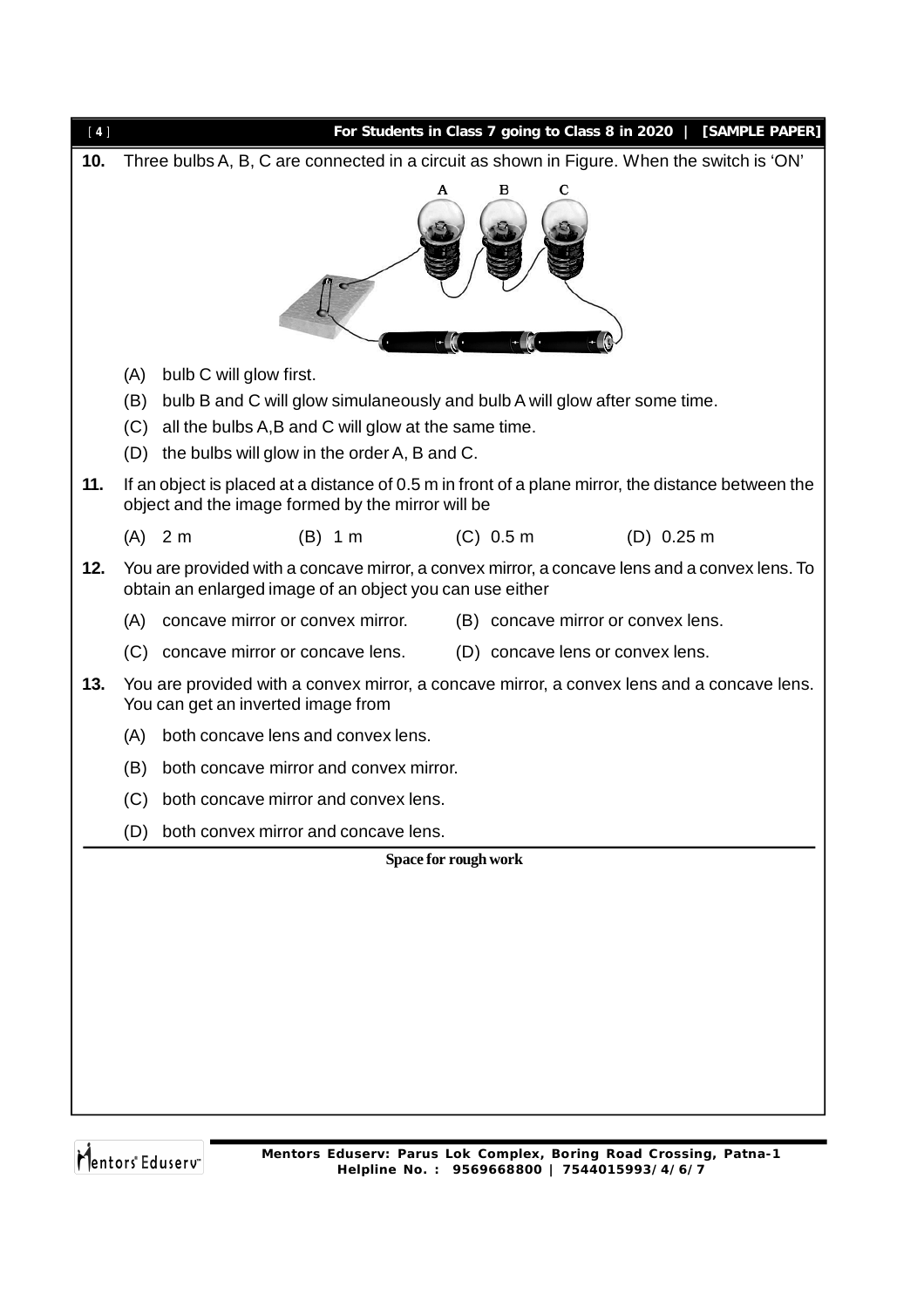**10.** Three bulbs A, B, C are connected in a circuit as shown in Figure. When the switch is 'ON'

(A) bulb C will glow first.

(B) bulb B and C will glow simulaneously and bulb A will glow after some time.

(C) all the bulbs A,B and C will glow at the same time.

(D) the bulbs will glow in the order A, B and C.

**11.** If an object is placed at a distance of 0.5 m in front of a plane mirror, the distance between the object and the image formed by the mirror will be

(A) 2 m (B) 1 m (C) 0.5 m (D) 0.25 m

**12.** You are provided with a concave mirror, a convex mirror, a concave lens and a convex lens. To obtain an enlarged image of an object you can use either

(A) concave mirror or convex mirror. (B) concave mirror or convex lens.

(C) concave mirror or concave lens. (D) concave lens or convex lens.

**13.** You are provided with a convex mirror, a concave mirror, a convex lens and a concave lens. You can get an inverted image from

(A) both concave lens and convex lens.

(B) both concave mirror and convex mirror.

(C) both concave mirror and convex lens.

(D) both convex mirror and concave lens.

**Space for rough work**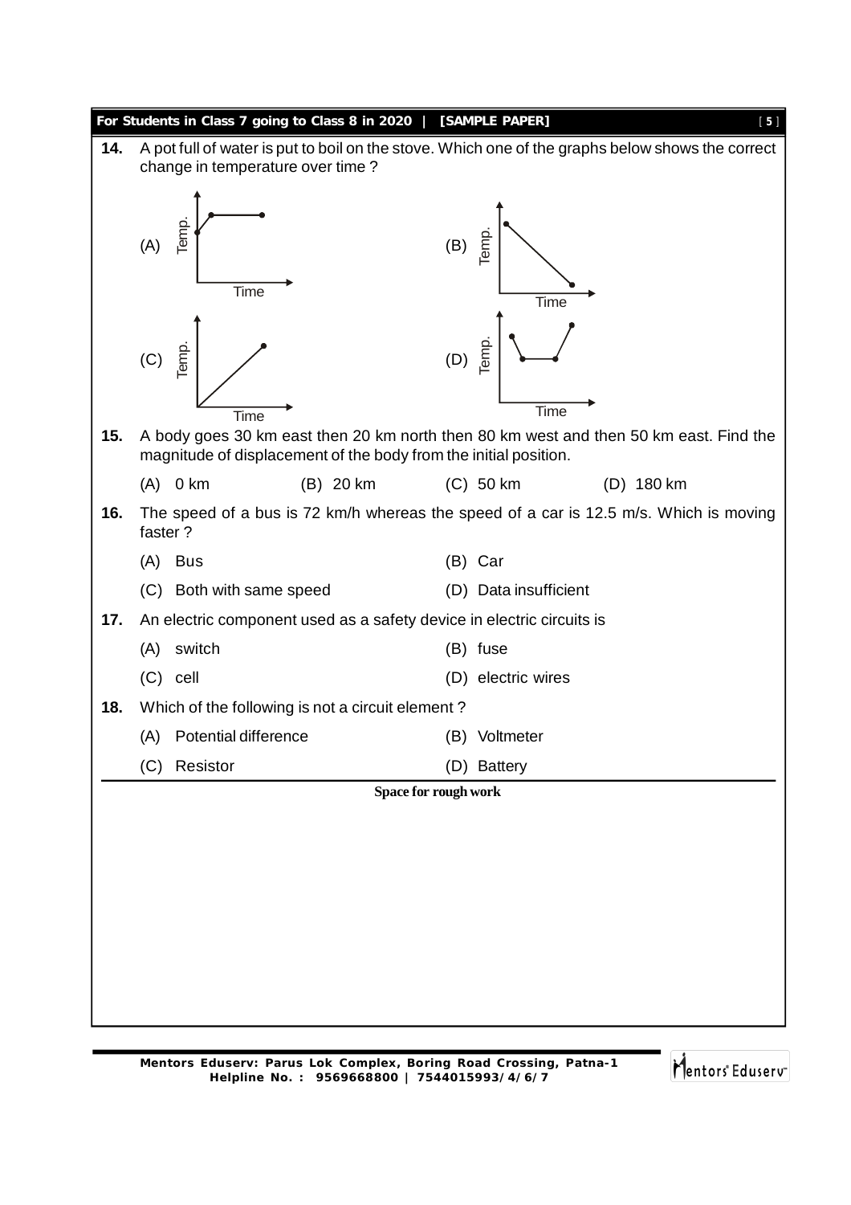**14.** A pot full of water is put to boil on the stove. Which one of the graphs below shows the correct change in temperature over time ?

(A) Temp. / Time

(B) Temp. / Time

(C) Temp. / Time

(D) Temp. / Time

**15.** A body goes 30 km east then 20 km north then 80 km west and then 50 km east. Find the magnitude of displacement of the body from the initial position.

(A) 0 km (B) 20 km (C) 50 km (D) 180 km

**16.** The speed of a bus is 72 km/h whereas the speed of a car is 12.5 m/s. Which is moving faster ?

(A) Bus (B) Car

(C) Both with same speed (D) Data insufficient

**17.** An electric component used as a safety device in electric circuits is

(A) switch (B) fuse

(C) cell (D) electric wires

**18.** Which of the following is not a circuit element ?

(A) Potential difference (B) Voltmeter

(C) Resistor (D) Battery

**Space for rough work**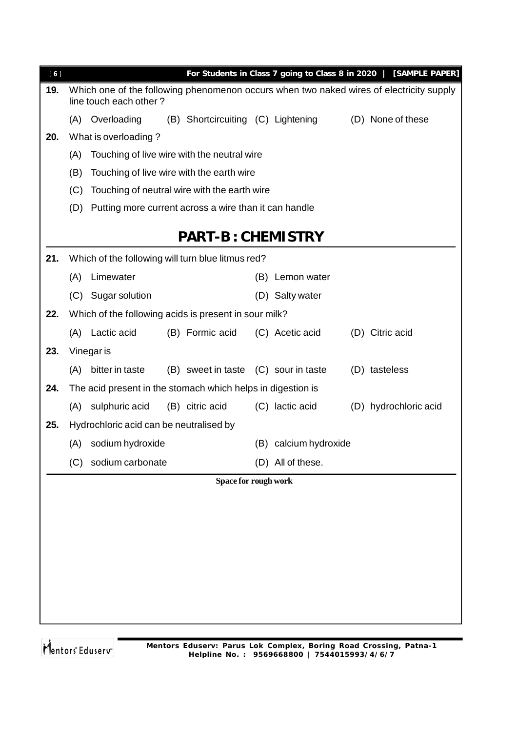**19.** Which one of the following phenomenon occurs when two naked wires of electricity supply line touch each other ?

(A) Overloading (B) Shortcircuiting (C) Lightening (D) None of these

**20.** What is overloading ?

(A) Touching of live wire with the neutral wire

(B) Touching of live wire with the earth wire

(C) Touching of neutral wire with the earth wire

(D) Putting more current across a wire than it can handle

## PART-B : CHEMISTRY

**21.** Which of the following will turn blue litmus red?

(A) Limewater (B) Lemon water

(C) Sugar solution (D) Salty water

**22.** Which of the following acids is present in sour milk?

(A) Lactic acid (B) Formic acid (C) Acetic acid (D) Citric acid

**23.** Vinegar is

(A) bitter in taste (B) sweet in taste (C) sour in taste (D) tasteless

**24.** The acid present in the stomach which helps in digestion is

(A) sulphuric acid (B) citric acid (C) lactic acid (D) hydrochloric acid

**25.** Hydrochloric acid can be neutralised by

(A) sodium hydroxide (B) calcium hydroxide

(C) sodium carbonate (D) All of these.

**Space for rough work**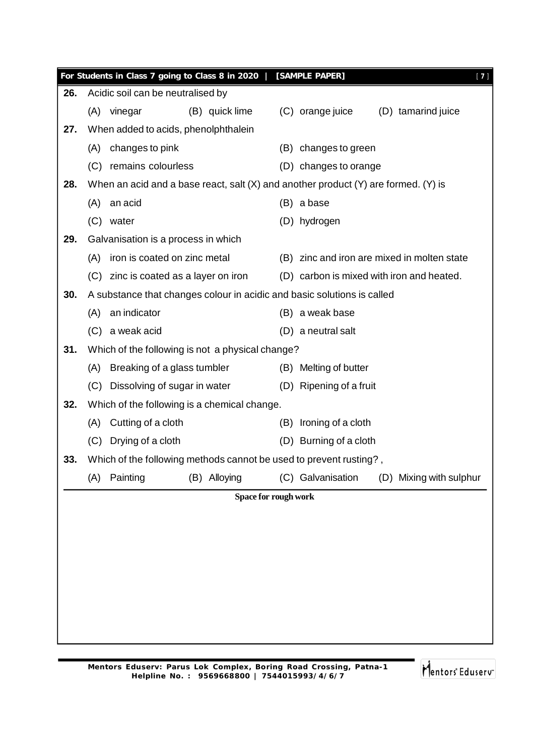**26.** Acidic soil can be neutralised by

(A) vinegar (B) quick lime (C) orange juice (D) tamarind juice

**27.** When added to acids, phenolphthalein

(A) changes to pink (B) changes to green

(C) remains colourless (D) changes to orange

**28.** When an acid and a base react, salt (X) and another product (Y) are formed. (Y) is

(A) an acid (B) a base

(C) water (D) hydrogen

**29.** Galvanisation is a process in which

(A) iron is coated on zinc metal (B) zinc and iron are mixed in molten state

(C) zinc is coated as a layer on iron (D) carbon is mixed with iron and heated.

**30.** A substance that changes colour in acidic and basic solutions is called

(A) an indicator (B) a weak base

(C) a weak acid (D) a neutral salt

**31.** Which of the following is not a physical change?

(A) Breaking of a glass tumbler (B) Melting of butter

(C) Dissolving of sugar in water (D) Ripening of a fruit

**32.** Which of the following is a chemical change.

(A) Cutting of a cloth (B) Ironing of a cloth

(C) Drying of a cloth (D) Burning of a cloth

**33.** Which of the following methods cannot be used to prevent rusting? ,

(A) Painting (B) Alloying (C) Galvanisation (D) Mixing with sulphur

**Space for rough work**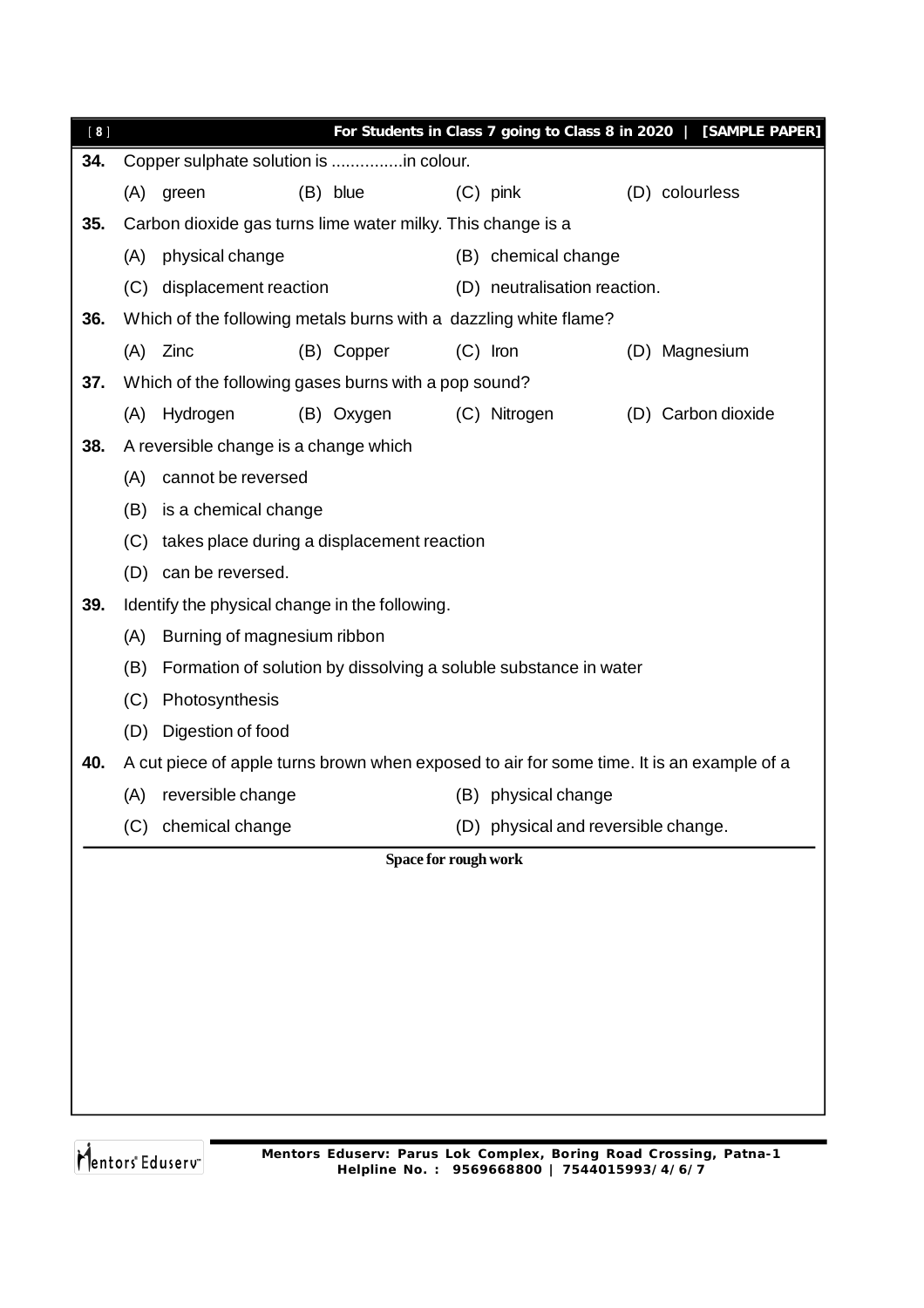**34.** Copper sulphate solution is ...............in colour.

(A) green (B) blue (C) pink (D) colourless

**35.** Carbon dioxide gas turns lime water milky. This change is a

(A) physical change (B) chemical change

(C) displacement reaction (D) neutralisation reaction.

**36.** Which of the following metals burns with a dazzling white flame?

(A) Zinc (B) Copper (C) Iron (D) Magnesium

**37.** Which of the following gases burns with a pop sound?

(A) Hydrogen (B) Oxygen (C) Nitrogen (D) Carbon dioxide

**38.** A reversible change is a change which

(A) cannot be reversed

(B) is a chemical change

(C) takes place during a displacement reaction

(D) can be reversed.

**39.** Identify the physical change in the following.

(A) Burning of magnesium ribbon

(B) Formation of solution by dissolving a soluble substance in water

(C) Photosynthesis

(D) Digestion of food

**40.** A cut piece of apple turns brown when exposed to air for some time. It is an example of a

(A) reversible change (B) physical change

(C) chemical change (D) physical and reversible change.

**Space for rough work**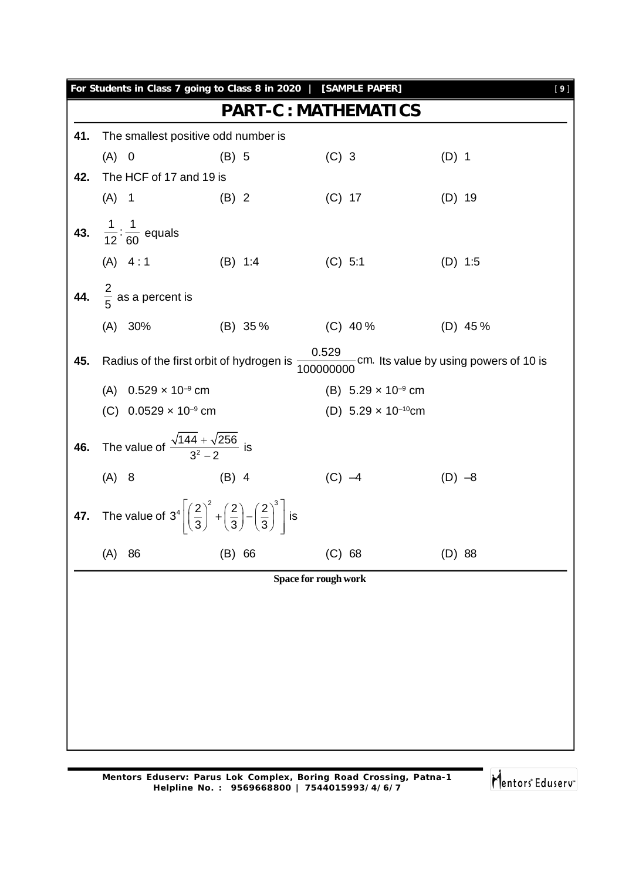# PART-C : MATHEMATICS

**41.** The smallest positive odd number is

(A) 0 (B) 5 (C) 3 (D) 1

**42.** The HCF of 17 and 19 is

(A) 1 (B) 2 (C) 17 (D) 19

**43.** $\frac{1}{12}:\frac{1}{60}$ equals

(A) 4 : 1 (B) 1:4 (C) 5:1 (D) 1:5

**44.** $\frac{2}{5}$ as a percent is

(A) 30% (B) 35 % (C) 40 % (D) 45 %

**45.** Radius of the first orbit of hydrogen is $\frac{0.529}{100000000}$ cm. Its value by using powers of 10 is

(A) $0.529 \times 10^{-9}$ cm

(B) $5.29 \times 10^{-9}$ cm

(C) $0.0529 \times 10^{-9}$ cm

(D) $5.29 \times 10^{-10}$ cm

**46.** The value of $\frac{\sqrt{144}+\sqrt{256}}{3^2-2}$ is

(A) 8 (B) 4 (C) –4 (D) –8

**47.** The value of $3^4\left[\left(\frac{2}{3}\right)^2+\left(\frac{2}{3}\right)-\left(\frac{2}{3}\right)^3\right]$ is

(A) 86 (B) 66 (C) 68 (D) 88

**Space for rough work**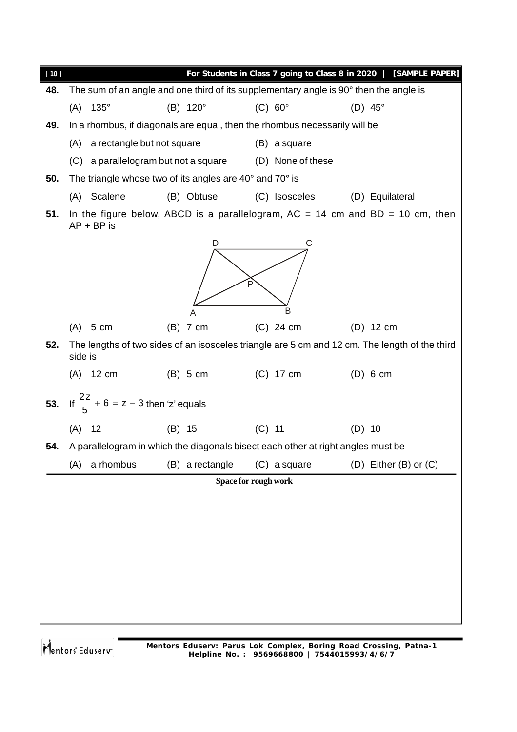**48.** The sum of an angle and one third of its supplementary angle is 90° then the angle is

(A) 135° (B) 120° (C) 60° (D) 45°

**49.** In a rhombus, if diagonals are equal, then the rhombus necessarily will be

(A) a rectangle but not square (B) a square

(C) a parallelogram but not a square (D) None of these

**50.** The triangle whose two of its angles are 40° and 70° is

(A) Scalene (B) Obtuse (C) Isosceles (D) Equilateral

**51.** In the figure below, ABCD is a parallelogram, AC = 14 cm and BD = 10 cm, then AP + BP is

(A) 5 cm (B) 7 cm (C) 24 cm (D) 12 cm

**52.** The lengths of two sides of an isosceles triangle are 5 cm and 12 cm. The length of the third side is

(A) 12 cm (B) 5 cm (C) 17 cm (D) 6 cm

**53.** If $\frac{2z}{5} + 6 = z - 3$ then 'z' equals

(A) 12 (B) 15 (C) 11 (D) 10

**54.** A parallelogram in which the diagonals bisect each other at right angles must be

(A) a rhombus (B) a rectangle (C) a square (D) Either (B) or (C)

Space for rough work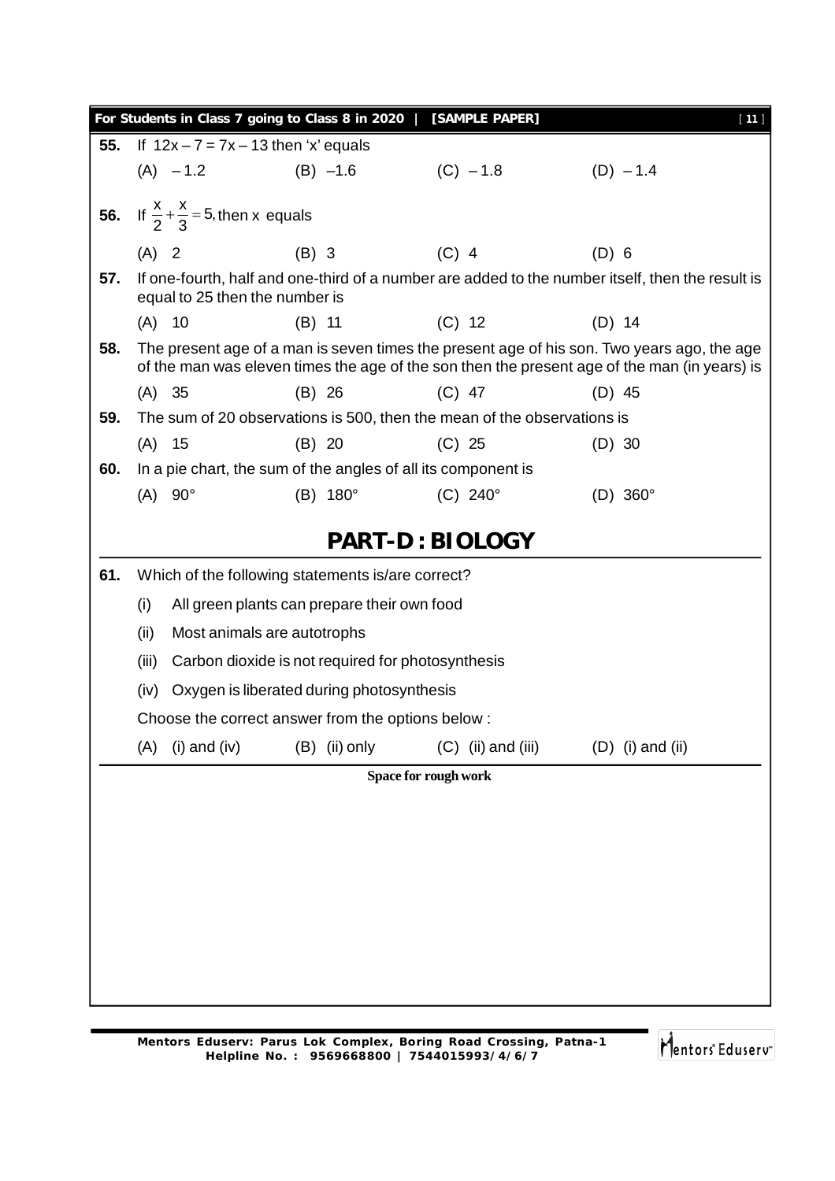**55.** If $12x - 7 = 7x - 13$ then 'x' equals

(A) $-1.2$ (B) $-1.6$ (C) $-1.8$ (D) $-1.4$

**56.** If $\frac{x}{2} + \frac{x}{3} = 5$, then x equals

(A) 2 (B) 3 (C) 4 (D) 6

**57.** If one-fourth, half and one-third of a number are added to the number itself, then the result is equal to 25 then the number is

(A) 10 (B) 11 (C) 12 (D) 14

**58.** The present age of a man is seven times the present age of his son. Two years ago, the age of the man was eleven times the age of the son then the present age of the man (in years) is

(A) 35 (B) 26 (C) 47 (D) 45

**59.** The sum of 20 observations is 500, then the mean of the observations is

(A) 15 (B) 20 (C) 25 (D) 30

**60.** In a pie chart, the sum of the angles of all its component is

(A) $90°$ (B) $180°$ (C) $240°$ (D) $360°$

## PART-D : BIOLOGY

**61.** Which of the following statements is/are correct?

(i) All green plants can prepare their own food

(ii) Most animals are autotrophs

(iii) Carbon dioxide is not required for photosynthesis

(iv) Oxygen is liberated during photosynthesis

Choose the correct answer from the options below :

(A) (i) and (iv) (B) (ii) only (C) (ii) and (iii) (D) (i) and (ii)

**Space for rough work**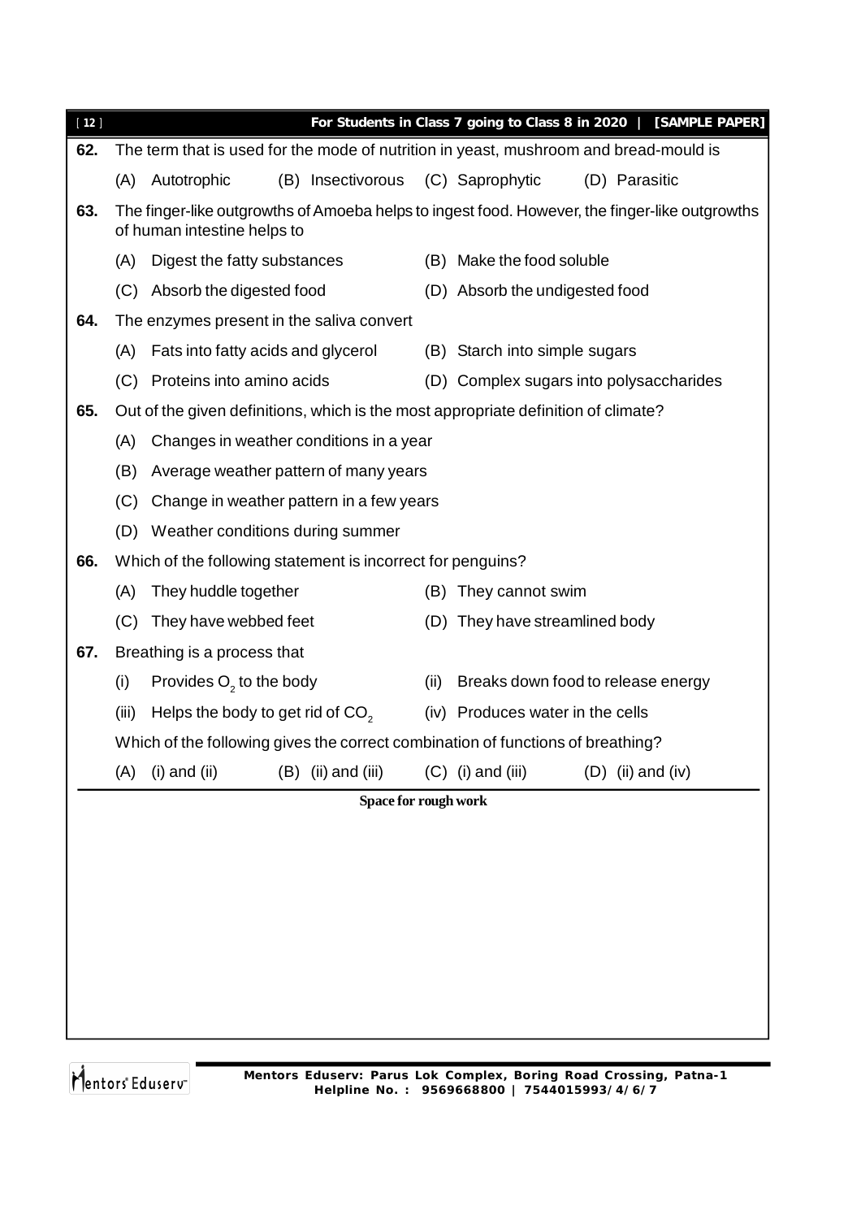**62.** The term that is used for the mode of nutrition in yeast, mushroom and bread-mould is

(A) Autotrophic (B) Insectivorous (C) Saprophytic (D) Parasitic

**63.** The finger-like outgrowths of Amoeba helps to ingest food. However, the finger-like outgrowths of human intestine helps to

(A) Digest the fatty substances

(B) Make the food soluble

(C) Absorb the digested food

(D) Absorb the undigested food

**64.** The enzymes present in the saliva convert

(A) Fats into fatty acids and glycerol

(B) Starch into simple sugars

(C) Proteins into amino acids

(D) Complex sugars into polysaccharides

**65.** Out of the given definitions, which is the most appropriate definition of climate?

(A) Changes in weather conditions in a year

(B) Average weather pattern of many years

(C) Change in weather pattern in a few years

(D) Weather conditions during summer

**66.** Which of the following statement is incorrect for penguins?

(A) They huddle together

(B) They cannot swim

(C) They have webbed feet

(D) They have streamlined body

**67.** Breathing is a process that

(i) Provides $O_2$ to the body

(ii) Breaks down food to release energy

(iii) Helps the body to get rid of $CO_2$

(iv) Produces water in the cells

Which of the following gives the correct combination of functions of breathing?

(A) (i) and (ii) (B) (ii) and (iii) (C) (i) and (iii) (D) (ii) and (iv)

**Space for rough work**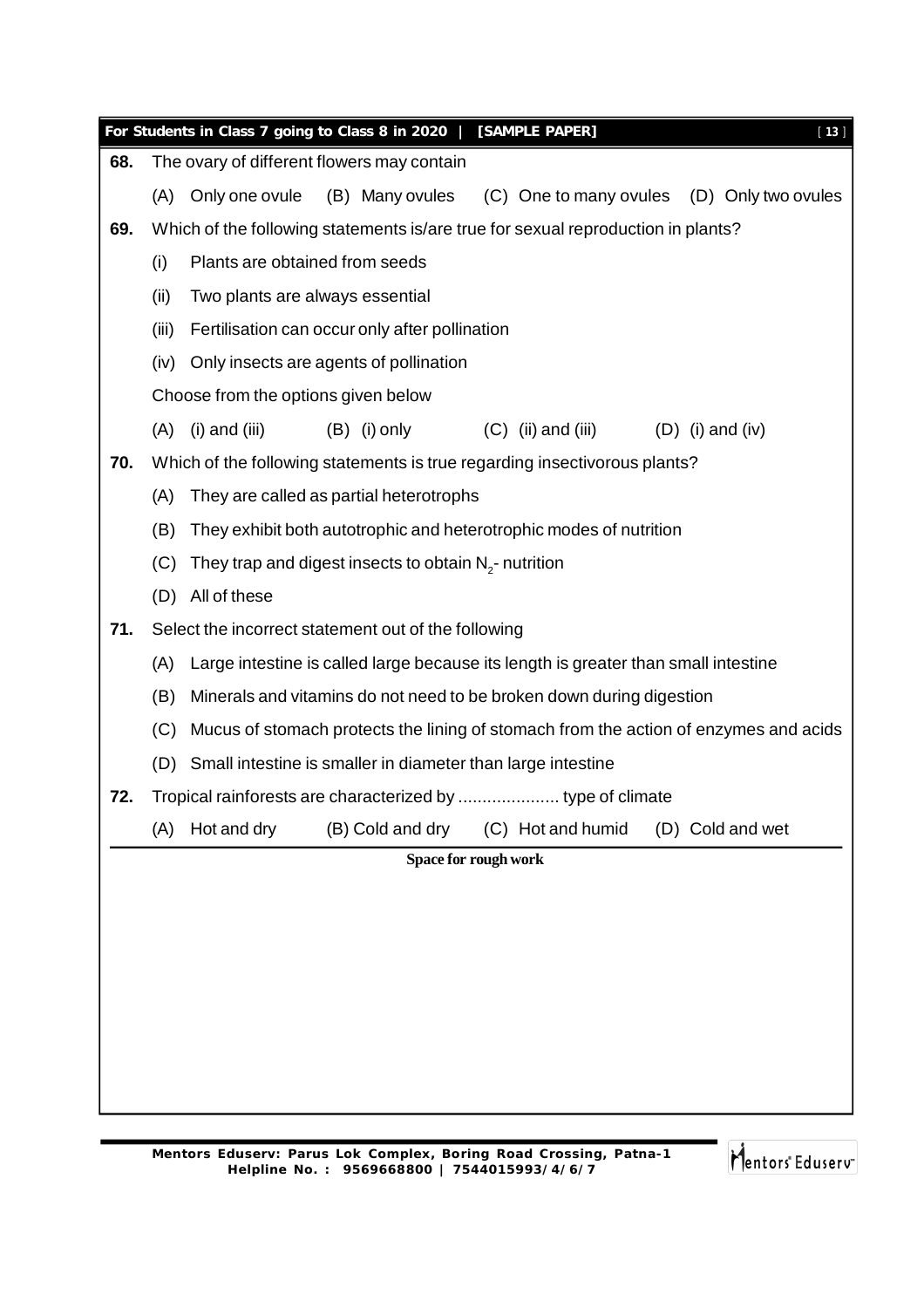**68.** The ovary of different flowers may contain

(A) Only one ovule (B) Many ovules (C) One to many ovules (D) Only two ovules

**69.** Which of the following statements is/are true for sexual reproduction in plants?

(i) Plants are obtained from seeds

(ii) Two plants are always essential

(iii) Fertilisation can occur only after pollination

(iv) Only insects are agents of pollination

Choose from the options given below

(A) (i) and (iii) (B) (i) only (C) (ii) and (iii) (D) (i) and (iv)

**70.** Which of the following statements is true regarding insectivorous plants?

(A) They are called as partial heterotrophs

(B) They exhibit both autotrophic and heterotrophic modes of nutrition

(C) They trap and digest insects to obtain $N_2$- nutrition

(D) All of these

**71.** Select the incorrect statement out of the following

(A) Large intestine is called large because its length is greater than small intestine

(B) Minerals and vitamins do not need to be broken down during digestion

(C) Mucus of stomach protects the lining of stomach from the action of enzymes and acids

(D) Small intestine is smaller in diameter than large intestine

**72.** Tropical rainforests are characterized by ..................... type of climate

(A) Hot and dry (B) Cold and dry (C) Hot and humid (D) Cold and wet

**Space for rough work**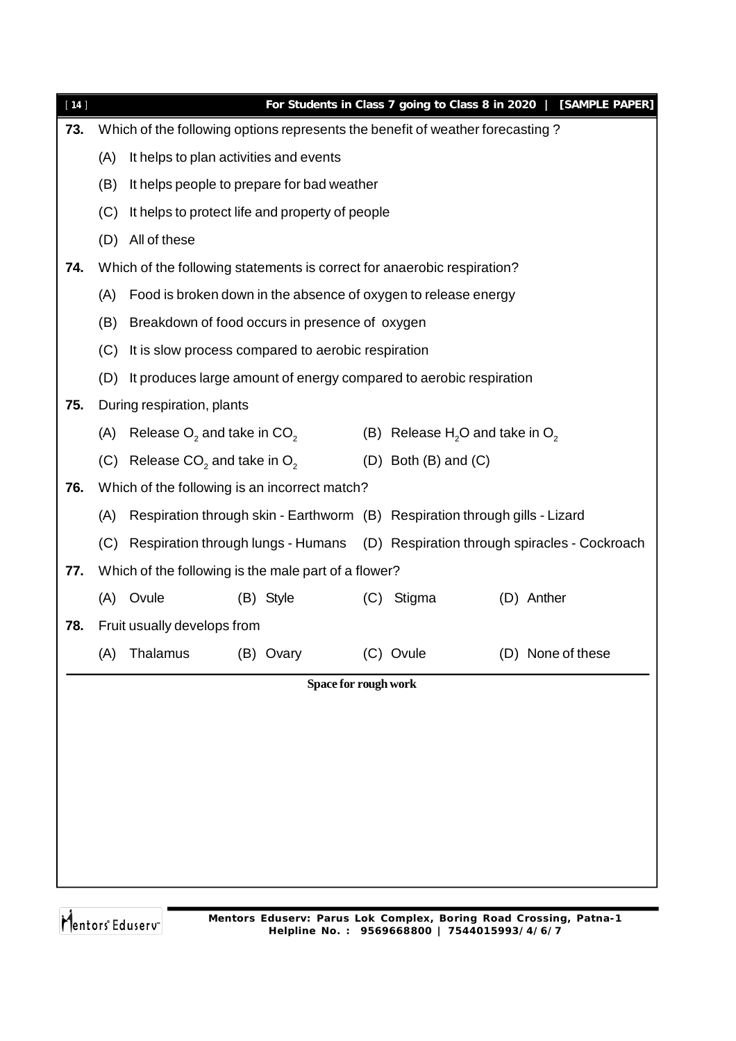**73.** Which of the following options represents the benefit of weather forecasting ?

(A) It helps to plan activities and events

(B) It helps people to prepare for bad weather

(C) It helps to protect life and property of people

(D) All of these

**74.** Which of the following statements is correct for anaerobic respiration?

(A) Food is broken down in the absence of oxygen to release energy

(B) Breakdown of food occurs in presence of oxygen

(C) It is slow process compared to aerobic respiration

(D) It produces large amount of energy compared to aerobic respiration

**75.** During respiration, plants

(A) Release $O_2$ and take in $CO_2$

(B) Release $H_2O$ and take in $O_2$

(C) Release $CO_2$ and take in $O_2$

(D) Both (B) and (C)

**76.** Which of the following is an incorrect match?

(A) Respiration through skin - Earthworm

(B) Respiration through gills - Lizard

(C) Respiration through lungs - Humans

(D) Respiration through spiracles - Cockroach

**77.** Which of the following is the male part of a flower?

(A) Ovule (B) Style (C) Stigma (D) Anther

**78.** Fruit usually develops from

(A) Thalamus (B) Ovary (C) Ovule (D) None of these

**Space for rough work**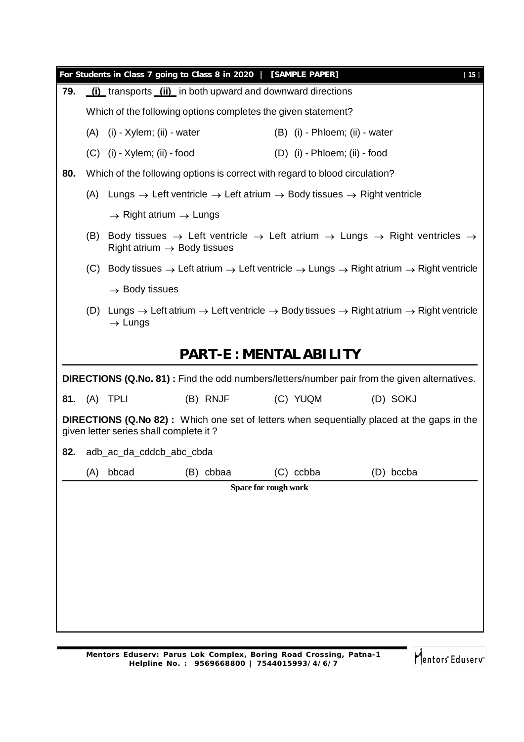**79.** __(i)__ transports __(ii)__ in both upward and downward directions

Which of the following options completes the given statement?

(A) (i) - Xylem; (ii) - water
(B) (i) - Phloem; (ii) - water
(C) (i) - Xylem; (ii) - food
(D) (i) - Phloem; (ii) - food

**80.** Which of the following options is correct with regard to blood circulation?

(A) Lungs $\rightarrow$ Left ventricle $\rightarrow$ Left atrium $\rightarrow$ Body tissues $\rightarrow$ Right ventricle $\rightarrow$ Right atrium $\rightarrow$ Lungs

(B) Body tissues $\rightarrow$ Left ventricle $\rightarrow$ Left atrium $\rightarrow$ Lungs $\rightarrow$ Right ventricles $\rightarrow$ Right atrium $\rightarrow$ Body tissues

(C) Body tissues $\rightarrow$ Left atrium $\rightarrow$ Left ventricle $\rightarrow$ Lungs $\rightarrow$ Right atrium $\rightarrow$ Right ventricle $\rightarrow$ Body tissues

(D) Lungs $\rightarrow$ Left atrium $\rightarrow$ Left ventricle $\rightarrow$ Body tissues $\rightarrow$ Right atrium $\rightarrow$ Right ventricle $\rightarrow$ Lungs

# PART-E : MENTAL ABILITY

**DIRECTIONS (Q.No. 81) :** Find the odd numbers/letters/number pair from the given alternatives.

**81.** (A) TPLI (B) RNJF (C) YUQM (D) SOKJ

**DIRECTIONS (Q.No 82) :** Which one set of letters when sequentially placed at the gaps in the given letter series shall complete it ?

**82.** adb_ac_da_cddcb_abc_cbda

(A) bbcad (B) cbbaa (C) ccbba (D) bccba

**Space for rough work**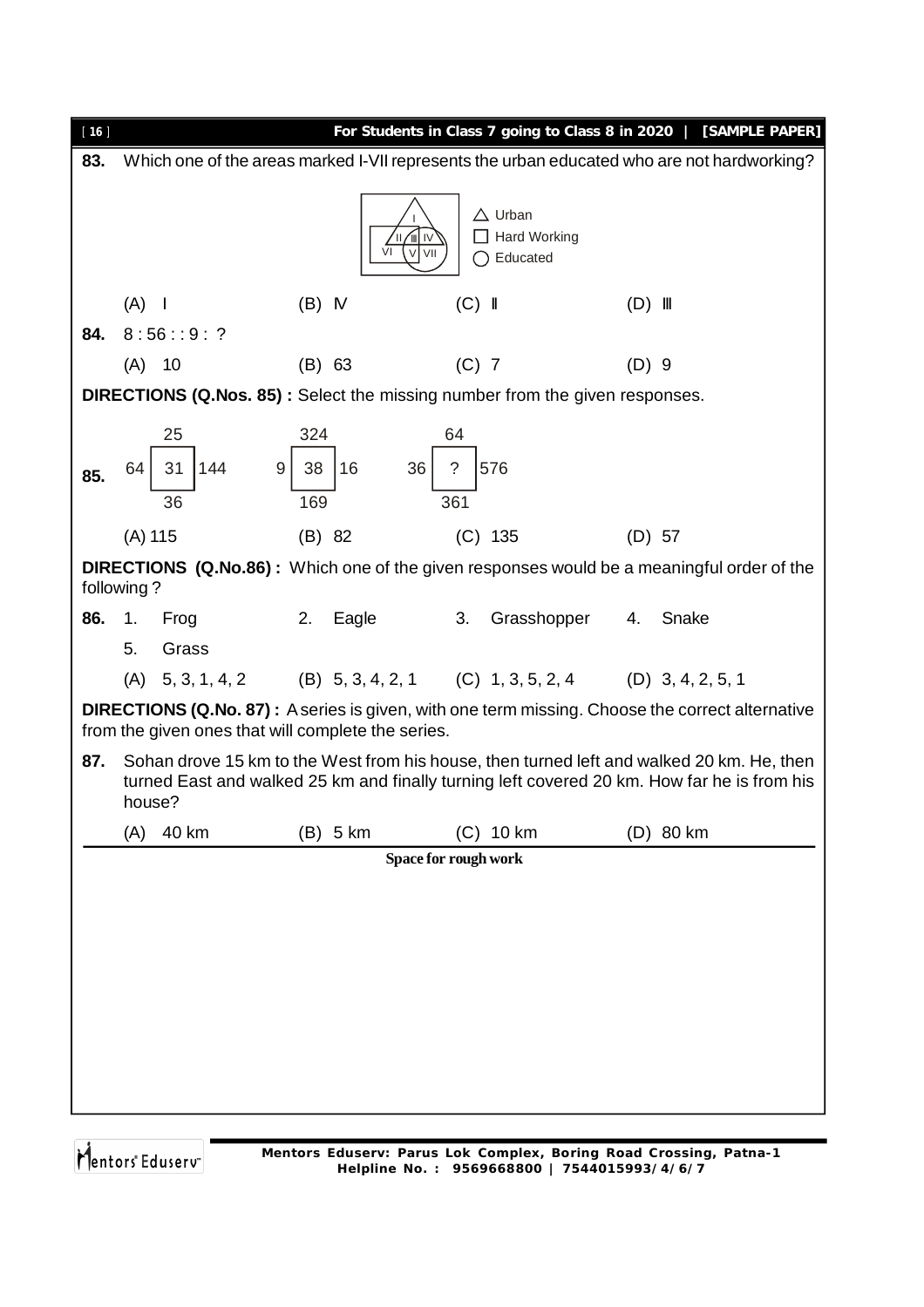**83.** Which one of the areas marked I-VII represents the urban educated who are not hardworking?

△ Urban
□ Hard Working
○ Educated

(A) I (B) IV (C) II (D) III

**84.** 8 : 56 : : 9 : ?

(A) 10 (B) 63 (C) 7 (D) 9

**DIRECTIONS (Q.Nos. 85) :** Select the missing number from the given responses.

**85.**

| | 25 | |
|---|---|---|
| 64 | 31 | 144 |
| | 36 | |

| | 324 | |
|---|---|---|
| 9 | 38 | 16 |
| | 169 | |

| | 64 | |
|---|---|---|
| 36 | ? | 576 |
| | 361 | |

(A) 115 (B) 82 (C) 135 (D) 57

**DIRECTIONS (Q.No.86) :** Which one of the given responses would be a meaningful order of the following ?

**86.** 1. Frog 2. Eagle 3. Grasshopper 4. Snake 5. Grass

(A) 5, 3, 1, 4, 2 (B) 5, 3, 4, 2, 1 (C) 1, 3, 5, 2, 4 (D) 3, 4, 2, 5, 1

**DIRECTIONS (Q.No. 87) :** A series is given, with one term missing. Choose the correct alternative from the given ones that will complete the series.

**87.** Sohan drove 15 km to the West from his house, then turned left and walked 20 km. He, then turned East and walked 25 km and finally turning left covered 20 km. How far he is from his house?

(A) 40 km (B) 5 km (C) 10 km (D) 80 km

Space for rough work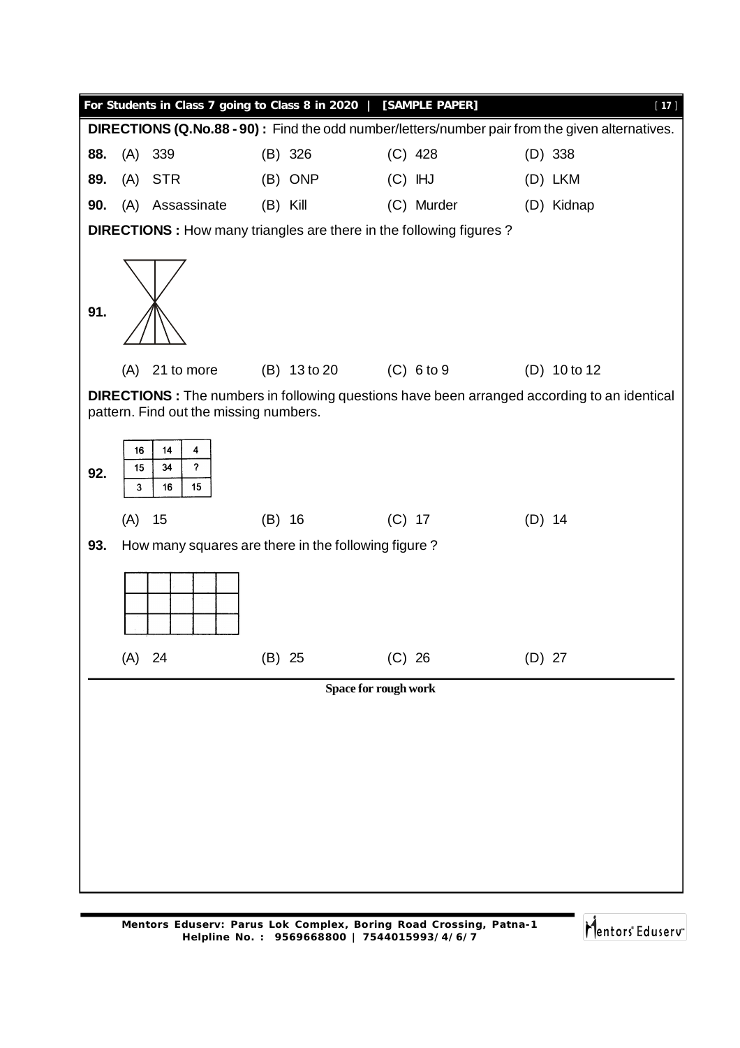**DIRECTIONS (Q.No.88 - 90) :** Find the odd number/letters/number pair from the given alternatives.

**88.** (A) 339 (B) 326 (C) 428 (D) 338

**89.** (A) STR (B) ONP (C) IHJ (D) LKM

**90.** (A) Assassinate (B) Kill (C) Murder (D) Kidnap

**DIRECTIONS :** How many triangles are there in the following figures ?

**91.**

(A) 21 to more (B) 13 to 20 (C) 6 to 9 (D) 10 to 12

**DIRECTIONS :** The numbers in following questions have been arranged according to an identical pattern. Find out the missing numbers.

**92.**

| 16 | 14 | 4 |
|---|---|---|
| 15 | 34 | ? |
| 3 | 16 | 15 |

(A) 15 (B) 16 (C) 17 (D) 14

**93.** How many squares are there in the following figure ?

(A) 24 (B) 25 (C) 26 (D) 27

**Space for rough work**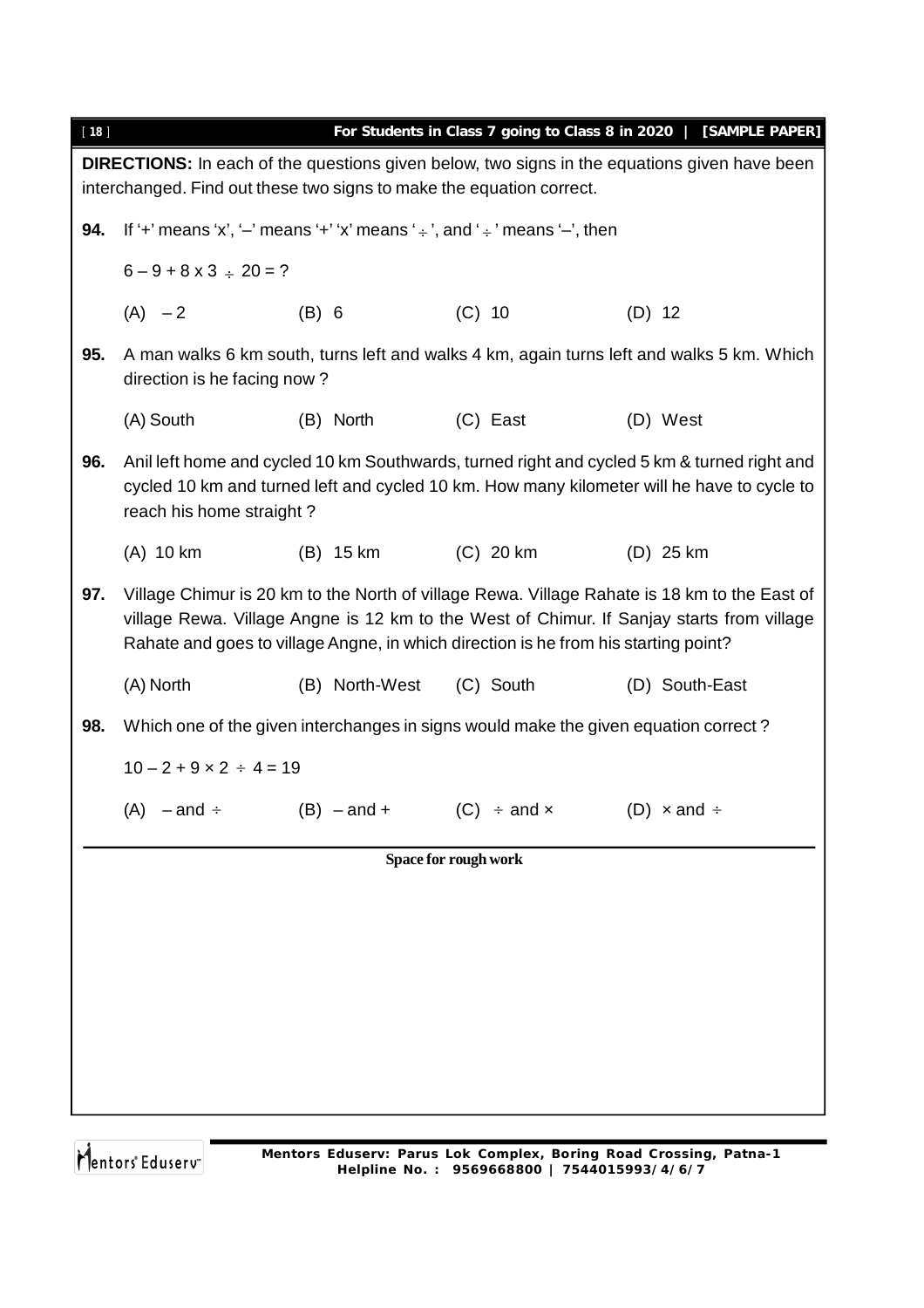**DIRECTIONS:** In each of the questions given below, two signs in the equations given have been interchanged. Find out these two signs to make the equation correct.

**94.** If '+' means 'x', '–' means '+' 'x' means '÷', and '÷' means '–', then

$6 - 9 + 8 \times 3 \div 20 = ?$

(A) – 2 (B) 6 (C) 10 (D) 12

**95.** A man walks 6 km south, turns left and walks 4 km, again turns left and walks 5 km. Which direction is he facing now ?

(A) South (B) North (C) East (D) West

**96.** Anil left home and cycled 10 km Southwards, turned right and cycled 5 km & turned right and cycled 10 km and turned left and cycled 10 km. How many kilometer will he have to cycle to reach his home straight ?

(A) 10 km (B) 15 km (C) 20 km (D) 25 km

**97.** Village Chimur is 20 km to the North of village Rewa. Village Rahate is 18 km to the East of village Rewa. Village Angne is 12 km to the West of Chimur. If Sanjay starts from village Rahate and goes to village Angne, in which direction is he from his starting point?

(A) North (B) North-West (C) South (D) South-East

**98.** Which one of the given interchanges in signs would make the given equation correct ?

$10 - 2 + 9 \times 2 \div 4 = 19$

(A) – and ÷ (B) – and + (C) ÷ and × (D) × and ÷

**Space for rough work**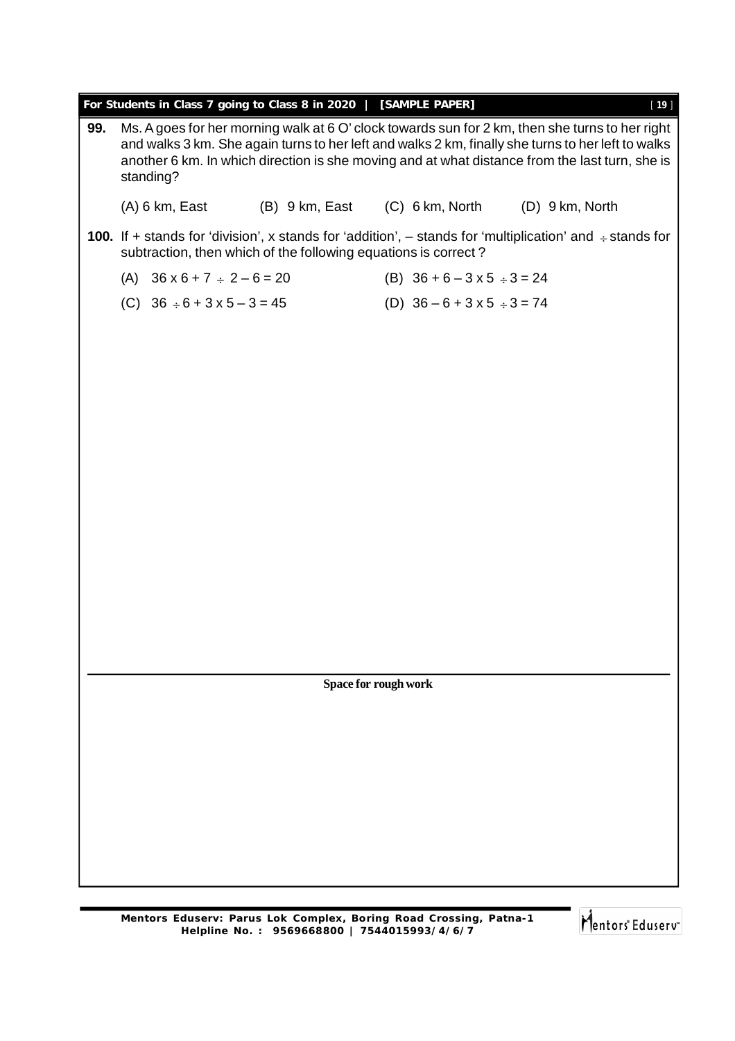**99.** Ms. A goes for her morning walk at 6 O' clock towards sun for 2 km, then she turns to her right and walks 3 km. She again turns to her left and walks 2 km, finally she turns to her left to walks another 6 km. In which direction is she moving and at what distance from the last turn, she is standing?

(A) 6 km, East (B) 9 km, East (C) 6 km, North (D) 9 km, North

**100.** If + stands for 'division', x stands for 'addition', – stands for 'multiplication' and ÷ stands for subtraction, then which of the following equations is correct ?

(A) 36 x 6 + 7 ÷ 2 – 6 = 20

(B) 36 + 6 – 3 x 5 ÷ 3 = 24

(C) 36 ÷ 6 + 3 x 5 – 3 = 45

(D) 36 – 6 + 3 x 5 ÷ 3 = 74

**Space for rough work**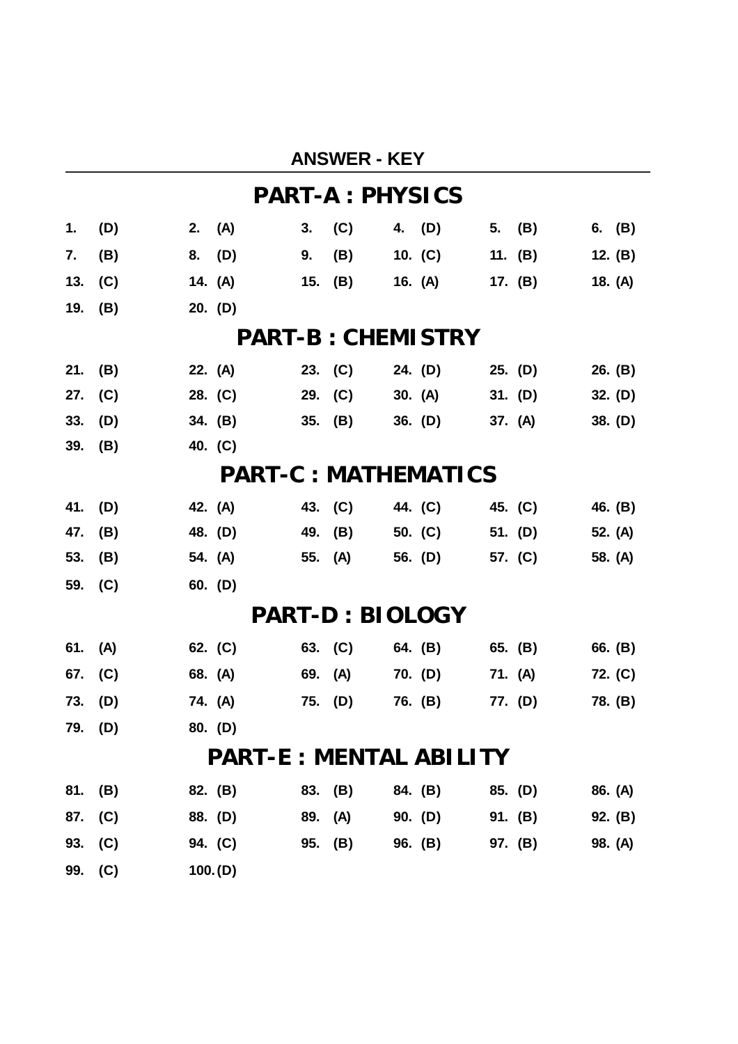# ANSWER - KEY

## PART-A : PHYSICS

| | | | | | |
|---|---|---|---|---|---|
| 1. (D) | 2. (A) | 3. (C) | 4. (D) | 5. (B) | 6. (B) |
| 7. (B) | 8. (D) | 9. (B) | 10. (C) | 11. (B) | 12. (B) |
| 13. (C) | 14. (A) | 15. (B) | 16. (A) | 17. (B) | 18. (A) |
| 19. (B) | 20. (D) | | | | |

## PART-B : CHEMISTRY

| | | | | | |
|---|---|---|---|---|---|
| 21. (B) | 22. (A) | 23. (C) | 24. (D) | 25. (D) | 26. (B) |
| 27. (C) | 28. (C) | 29. (C) | 30. (A) | 31. (D) | 32. (D) |
| 33. (D) | 34. (B) | 35. (B) | 36. (D) | 37. (A) | 38. (D) |
| 39. (B) | 40. (C) | | | | |

## PART-C : MATHEMATICS

| | | | | | |
|---|---|---|---|---|---|
| 41. (D) | 42. (A) | 43. (C) | 44. (C) | 45. (C) | 46. (B) |
| 47. (B) | 48. (D) | 49. (B) | 50. (C) | 51. (D) | 52. (A) |
| 53. (B) | 54. (A) | 55. (A) | 56. (D) | 57. (C) | 58. (A) |
| 59. (C) | 60. (D) | | | | |

## PART-D : BIOLOGY

| | | | | | |
|---|---|---|---|---|---|
| 61. (A) | 62. (C) | 63. (C) | 64. (B) | 65. (B) | 66. (B) |
| 67. (C) | 68. (A) | 69. (A) | 70. (D) | 71. (A) | 72. (C) |
| 73. (D) | 74. (A) | 75. (D) | 76. (B) | 77. (D) | 78. (B) |
| 79. (D) | 80. (D) | | | | |

## PART-E : MENTAL ABILITY

| | | | | | |
|---|---|---|---|---|---|
| 81. (B) | 82. (B) | 83. (B) | 84. (B) | 85. (D) | 86. (A) |
| 87. (C) | 88. (D) | 89. (A) | 90. (D) | 91. (B) | 92. (B) |
| 93. (C) | 94. (C) | 95. (B) | 96. (B) | 97. (B) | 98. (A) |
| 99. (C) | 100. (D) | | | | |